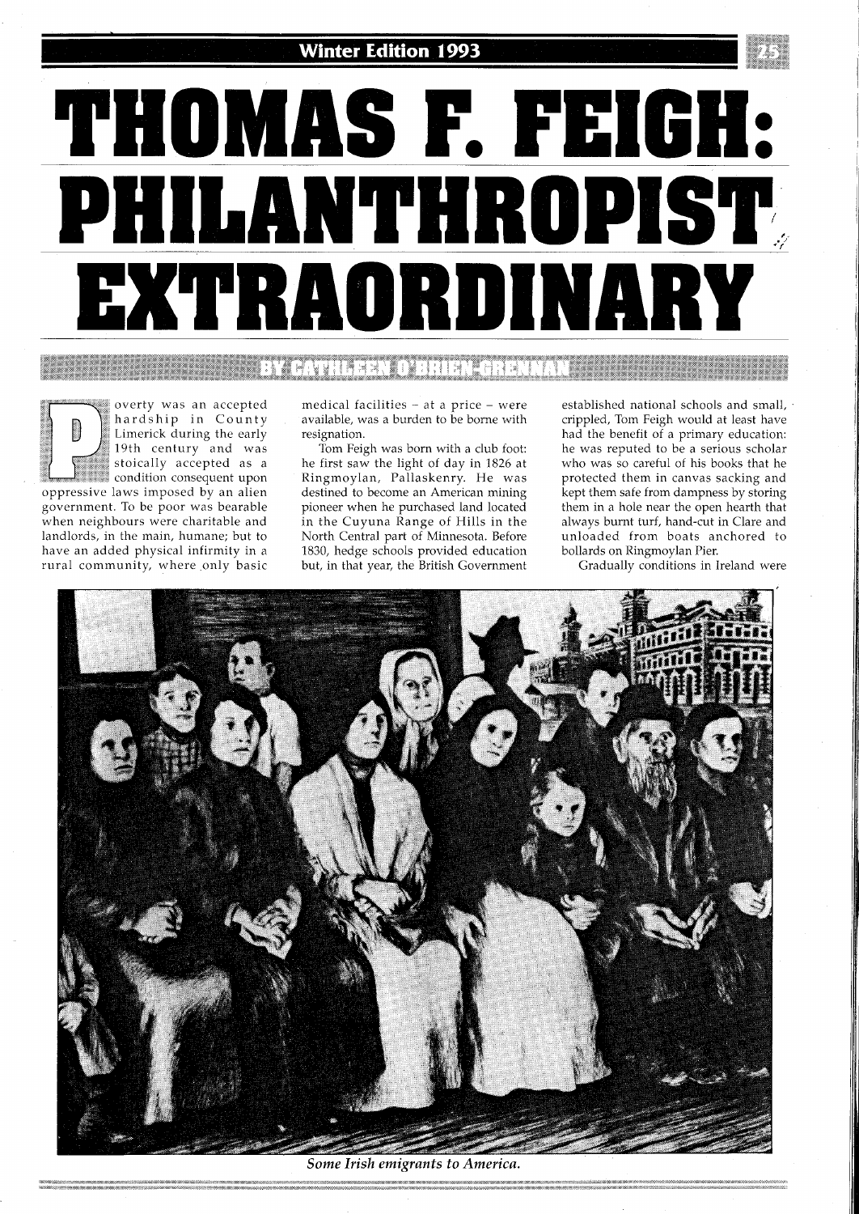# THOMAS F. FEIGH: PHILANTHROPIST EXTRAORDINARY

BY CATHLEEN O'BRIEN-GRENNAN

Poverty was an accepted hardship in County Limerick during the early 19th century and was stoically accepted as a condition consequent upon oppressive laws imposed by an alien government. To be poor was bearable when neighbours were charitable and landlords, in the main, humane; but to have an added physical infirmity in a rural community, where only basic medical facilities – at a price – were available, was a burden to be borne with resignation.

Tom Feigh was born with a club foot: he first saw the light of day in 1826 at Ringmoylan, Pallaskenry. He was destined to become an American mining pioneer when he purchased land located in the Cuyuna Range of Hills in the North Central part of Minnesota. Before 1830, hedge schools provided education but, in that year, the British Government established national schools and small, crippled, Tom Feigh would at least have had the benefit of a primary education: he was reputed to be a serious scholar who was so careful of his books that he protected them in canvas sacking and kept them safe from dampness by storing them in a hole near the open hearth that always burnt turf, hand-cut in Clare and unloaded from boats anchored to bollards on Ringmoylan Pier.

Gradually conditions in Ireland were

*Some Irish emigrants to America.*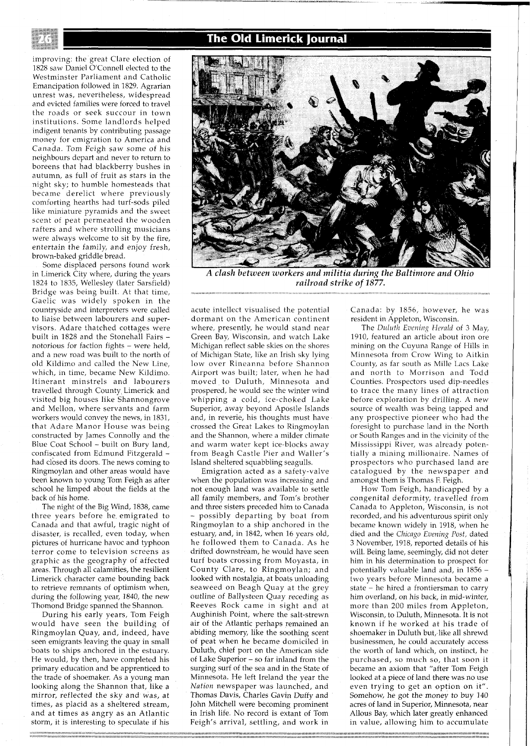improving: the great Clare election of 1828 saw Daniel O'Connell elected to the Westminster Parliament and Catholic Emancipation followed in 1829. Agrarian unrest was, nevertheless, widespread and evicted families were forced to travel the roads or seek succour in town institutions. Some landlords helped indigent tenants by contributing passage money for emigration to America and Canada. Tom Feigh saw some of his neighbours depart and never to return to boreens that had blackberry bushes in autumn, as full of fruit as stars in the night sky; to humble homesteads that became derelict where previously comforting hearths had turf-sods piled like miniature pyramids and the sweet scent of peat permeated the wooden rafters and where strolling musicians were always welcome to sit by the fire, entertain the family, and enjoy fresh, brown-baked griddle bread.

Some displaced persons found work in Limerick City where, during the years 1824 to 1835, Wellesley (later Sarsfield) Bridge was being built. At that time, Gaelic was widely spoken in the countryside and interpreters were called to liaise between labourers and supervisors. Adare thatched cottages were built in 1828 and the Stonehall Fairs – notorious for faction fights – were held, and a new road was built to the north of old Kildimo and called the New Line, which, in time, became New Kildimo. Itinerant minstrels and labourers travelled through County Limerick and visited big houses like Shannongrove and Mellon, where servants and farm workers would convey the news, in 1831, that Adare Manor House was being constructed by James Connolly and the Blue Coat School – built on Bury land, confiscated from Edmund Fitzgerald – had closed its doors. The news coming to Ringmoylan and other areas would have been known to young Tom Feigh as after school he limped about the fields at the back of his home.

The night of the Big Wind, 1838, came three years before he emigrated to Canada and that awful, tragic night of disaster, is recalled, even today, when pictures of hurricane havoc and typhoon terror come to television screens as graphic as the geography of affected areas. Through all calamities, the resilient Limerick character came bounding back to retrieve remnants of optimism when, during the following year, 1840, the new Thomond Bridge spanned the Shannon.

During his early years, Tom Feigh would have seen the building of Ringmoylan Quay, and, indeed, have seen emigrants leaving the quay in small boats to ships anchored in the estuary. He would, by then, have completed his primary education and be apprenticed to the trade of shoemaker. As a young man looking along the Shannon that, like a mirror, reflected the sky and was, at times, as placid as a sheltered stream, and at times as angry as an Atlantic storm, it is interesting to speculate if his acute intellect visualised the potential dormant on the American continent where, presently, he would stand near Green Bay, Wisconsin, and watch Lake Michigan reflect sable skies on the shores of Michigan State, like an Irish sky lying low over Rineanna before Shannon Airport was built; later, when he had moved to Duluth, Minnesota and prospered, he would see the winter wind whipping a cold, ice-choked Lake Superior, away beyond Apostle Islands and, in reverie, his thoughts must have crossed the Great Lakes to Ringmoylan and the Shannon, where a milder climate and warm water kept ice-blocks away from Beagh Castle Pier and Waller's Island sheltered squabbling seagulls.

*A clash between workers and militia during the Baltimore and Ohio railroad strike of 1877.*

Emigration acted as a safety-valve when the population was increasing and not enough land was available to settle all family members, and Tom's brother and three sisters preceded him to Canada – possibly departing by boat from Ringmoylan to a ship anchored in the estuary, and, in 1842, when 16 years old, he followed them to Canada. As he drifted downstream, he would have seen turf boats crossing from Moyasta, in County Clare, to Ringmoylan; and looked with nostalgia, at boats unloading seaweed on Beagh Quay at the grey outline of Ballysteen Quay receding as Reeves Rock came in sight and at Aughinish Point, where the salt-strewn air of the Atlantic perhaps remained an abiding memory, like the soothing scent of peat when he became domiciled in Duluth, chief port on the American side of Lake Superior – so far inland from the surging surf of the sea and in the State of Minnesota. He left Ireland the year the *Nation* newspaper was launched, and Thomas Davis, Charles Gavin Duffy and John Mitchell were becoming prominent in Irish life. No record is extant of Tom Feigh's arrival, settling, and work in Canada: by 1856, however, he was resident in Appleton, Wisconsin.

The *Duluth Evening Herald* of 3 May, 1910, featured an article about iron ore mining on the Cuyuna Range of Hills in Minnesota from Crow Wing to Aitkin County, as far south as Mille Lacs Lake and north to Morrison and Todd Counties. Prospectors used dip-needles to trace the many lines of attraction before exploration by drilling. A new source of wealth was being tapped and any prospective pioneer who had the foresight to purchase land in the North or South Ranges and in the vicinity of the Mississippi River, was already potentially a mining millionaire. Names of prospectors who purchased land are catalogued by the newspaper and amongst them is Thomas F. Feigh.

How Tom Feigh, handicapped by a congenital deformity, travelled from Canada to Appleton, Wisconsin, is not recorded, and his adventurous spirit only became known widely in 1918, when he died and the *Chicago Evening Post*, dated 3 November, 1918, reported details of his will. Being lame, seemingly, did not deter him in his determination to prospect for potentially valuable land and, in 1856 – two years before Minnesota became a state – he hired a frontiersman to carry him overland, on his back, in mid-winter, more than 200 miles from Appleton, Wisconsin, to Duluth, Minnesota. It is not known if he worked at his trade of shoemaker in Duluth but, like all shrewd businessmen, he could accurately access the worth of land which, on instinct, he purchased, so much so, that soon it became an axiom that "after Tom Feigh looked at a piece of land there was no use even trying to get an option on it". Somehow, he got the money to buy 140 acres of land in Superior, Minnesota, near Allous Bay, which later greatly enhanced in value, allowing him to accumulate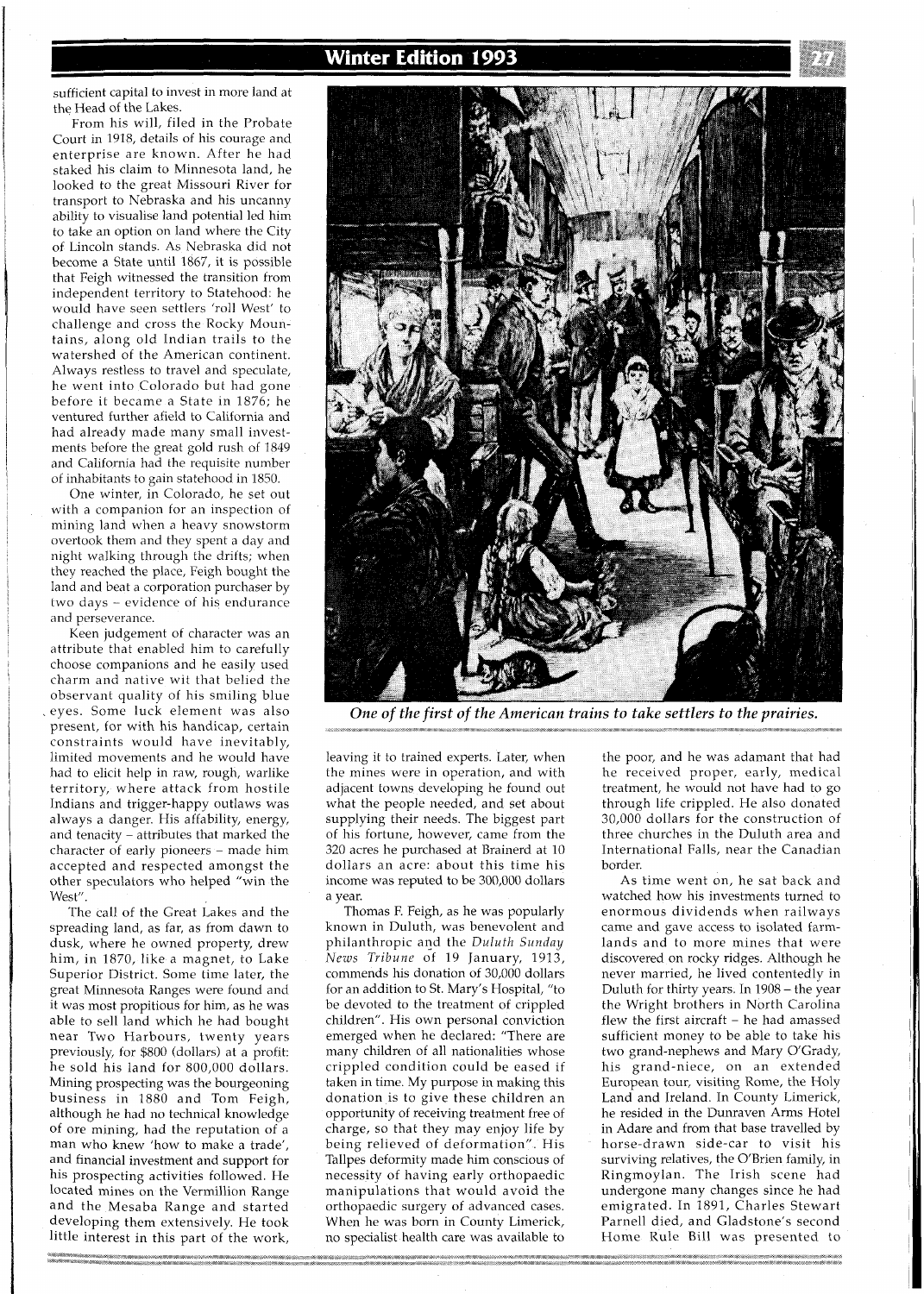sufficient capital to invest in more land at the Head of the Lakes.

From his will, filed in the Probate Court in 1918, details of his courage and enterprise are known. After he had staked his claim to Minnesota land, he looked to the great Missouri River for transport to Nebraska and his uncanny ability to visualise land potential led him to take an option on land where the City of Lincoln stands. As Nebraska did not become a State until 1867, it is possible that Feigh witnessed the transition from independent territory to Statehood: he would have seen settlers 'roll West' to challenge and cross the Rocky Mountains, along old Indian trails to the watershed of the American continent. Always restless to travel and speculate, he went into Colorado but had gone before it became a State in 1876; he ventured further afield to California and had already made many small investments before the great gold rush of 1849 and California had the requisite number of inhabitants to gain statehood in 1850.

One winter, in Colorado, he set out with a companion for an inspection of mining land when a heavy snowstorm overtook them and they spent a day and night walking through the drifts; when they reached the place, Feigh bought the land and beat a corporation purchaser by two days – evidence of his endurance and perseverance.

Keen judgement of character was an attribute that enabled him to carefully choose companions and he easily used charm and native wit that belied the observant quality of his smiling blue eyes. Some luck element was also present, for with his handicap, certain constraints would have inevitably, limited movements and he would have had to elicit help in raw, rough, warlike territory, where attack from hostile Indians and trigger-happy outlaws was always a danger. His affability, energy, and tenacity – attributes that marked the character of early pioneers – made him accepted and respected amongst the other speculators who helped "win the West".

The call of the Great Lakes and the spreading land, as far, as from dawn to dusk, where he owned property, drew him, in 1870, like a magnet, to Lake Superior District. Some time later, the great Minnesota Ranges were found and it was most propitious for him, as he was able to sell land which he had bought near Two Harbours, twenty years previously, for $800 (dollars) at a profit: he sold his land for 800,000 dollars. Mining prospecting was the bourgeoning business in 1880 and Tom Feigh, although he had no technical knowledge of ore mining, had the reputation of a man who knew 'how to make a trade', and financial investment and support for his prospecting activities followed. He located mines on the Vermillion Range and the Mesaba Range and started developing them extensively. He took little interest in this part of the work, leaving it to trained experts. Later, when the mines were in operation, and with adjacent towns developing he found out what the people needed, and set about supplying their needs. The biggest part of his fortune, however, came from the 320 acres he purchased at Brainerd at 10 dollars an acre: about this time his income was reputed to be 300,000 dollars a year.

*One of the first of the American trains to take settlers to the prairies.*

Thomas F. Feigh, as he was popularly known in Duluth, was benevolent and philanthropic and the *Duluth Sunday News Tribune* of 19 January, 1913, commends his donation of 30,000 dollars for an addition to St. Mary's Hospital, "to be devoted to the treatment of crippled children". His own personal conviction emerged when he declared: "There are many children of all nationalities whose crippled condition could be eased if taken in time. My purpose in making this donation is to give these children an opportunity of receiving treatment free of charge, so that they may enjoy life by being relieved of deformation". His Tallpes deformity made him conscious of necessity of having early orthopaedic manipulations that would avoid the orthopaedic surgery of advanced cases. When he was born in County Limerick, no specialist health care was available to the poor, and he was adamant that had he received proper, early, medical treatment, he would not have had to go through life crippled. He also donated 30,000 dollars for the construction of three churches in the Duluth area and International Falls, near the Canadian border.

As time went on, he sat back and watched how his investments turned to enormous dividends when railways came and gave access to isolated farmlands and to more mines that were discovered on rocky ridges. Although he never married, he lived contentedly in Duluth for thirty years. In 1908 – the year the Wright brothers in North Carolina flew the first aircraft – he had amassed sufficient money to be able to take his two grand-nephews and Mary O'Grady, his grand-niece, on an extended European tour, visiting Rome, the Holy Land and Ireland. In County Limerick, he resided in the Dunraven Arms Hotel in Adare and from that base travelled by horse-drawn side-car to visit his surviving relatives, the O'Brien family, in Ringmoylan. The Irish scene had undergone many changes since he had emigrated. In 1891, Charles Stewart Parnell died, and Gladstone's second Home Rule Bill was presented to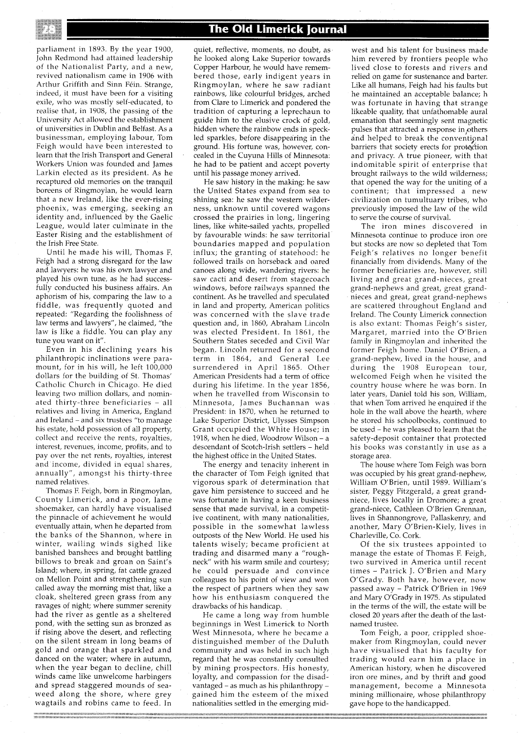parliament in 1893. By the year 1900, John Redmond had attained leadership of the Nationalist Party, and a new, revived nationalism came in 1906 with Arthur Griffith and Sinn Féin. Strange, indeed, it must have been for a visiting exile, who was mostly self-educated, to realise that, in 1908, the passing of the University Act allowed the establishment of universities in Dublin and Belfast. As a businessman, employing labour, Tom Feigh would have been interested to learn that the Irish Transport and General Workers Union was founded and James Larkin elected as its president. As he recaptured old memories on the tranquil boreens of Ringmoylan, he would learn that a new Ireland, like the ever-rising phoenix, was emerging, seeking an identity and, influenced by the Gaelic League, would later culminate in the Easter Rising and the establishment of the Irish Free State.

Until he made his will, Thomas F. Feigh had a strong disregard for the law and lawyers: he was his own lawyer and played his own tune, as he had successfully conducted his business affairs. An aphorism of his, comparing the law to a fiddle, was frequently quoted and repeated: "Regarding the foolishness of law terms and lawyers", he claimed, "the law is like a fiddle. You can play any tune you want on it".

Even in his declining years his philanthropic inclinations were paramount, for in his will, he left 100,000 dollars for the building of St. Thomas' Catholic Church in Chicago. He died leaving two million dollars, and nominated thirty-three beneficiaries – all relatives and living in America, England and Ireland – and six trustees "to manage his estate, hold possession of all property, collect and receive the rents, royalties, interest, revenues, income, profits, and to pay over the net rents, royalties, interest and income, divided in equal shares, annually", amongst his thirty-three named relatives.

Thomas F. Feigh, born in Ringmoylan, County Limerick, and a poor, lame shoemaker, can hardly have visualised the pinnacle of achievement he would eventually attain, when he departed from the banks of the Shannon, where in winter, wailing winds sighed like banished banshees and brought battling billows to break and groan on Saint's Island; where, in spring, fat cattle grazed on Mellon Point and strengthening sun called away the morning mist that, like a cloak, sheltered green grass from any ravages of night; where summer serenity had the river as gentle as a sheltered pond, with the setting sun as bronzed as if rising above the desert, and reflecting on the silent stream in long beams of gold and orange that sparkled and danced on the water; where in autumn, when the year began to decline, chill winds came like unwelcome harbingers and spread staggered mounds of seaweed along the shore, where grey wagtails and robins came to feed. In quiet, reflective, moments, no doubt, as he looked along Lake Superior towards Copper Harbour, he would have remembered those, early indigent years in Ringmoylan, where he saw radiant rainbows, like colourful bridges, arched from Clare to Limerick and pondered the tradition of capturing a leprechaun to guide him to the elusive crock of gold, hidden where the rainbow ends in speckled sparkles, before disappearing in the ground. His fortune was, however, concealed in the Cuyuna Hills of Minnesota: he had to be patient and accept poverty until his passage money arrived.

He saw history in the making: he saw the United States expand from sea to shining sea: he saw the western wilderness, unknown until covered wagons crossed the prairies in long, lingering lines, like white-sailed yachts, propelled by favourable winds: he saw territorial boundaries mapped and population influx; the granting of statehood: he followed trails on horseback and oared canoes along wide, wandering rivers: he saw cacti and desert from stagecoach windows, before railways spanned the continent. As he travelled and speculated in land and property, American politics was concerned with the slave trade question and, in 1860, Abraham Lincoln was elected President. In 1861, the Southern States seceded and Civil War began. Lincoln returned for a second term in 1864, and General Lee surrendered in April 1865. Other American Presidents had a term of office during his lifetime. In the year 1856, when he travelled from Wisconsin to Minnesota, James Buchanan was President: in 1870, when he returned to Lake Superior District, Ulysses Simpson Grant occupied the White House; in 1918, when he died, Woodrow Wilson – a descendant of Scotch-Irish settlers – held the highest office in the United States.

The energy and tenacity inherent in the character of Tom Feigh ignited that vigorous spark of determination that gave him persistence to succeed and he was fortunate in having a keen business sense that made survival, in a competitive continent, with many nationalities, possible in the somewhat lawless outposts of the New World. He used his talents wisely; became proficient at trading and disarmed many a "roughneck" with his warm smile and courtesy; he could persuade and convince colleagues to his point of view and won the respect of partners when they saw how his enthusiasm conquered the drawbacks of his handicap.

He came a long way from humble beginnings in West Limerick to North West Minnesota, where he became a distinguished member of the Duluth community and was held in such high regard that he was constantly consulted by mining prospectors. His honesty, loyalty, and compassion for the disadvantaged – as much as his philanthropy – gained him the esteem of the mixed nationalities settled in the emerging mid-west and his talent for business made him revered by frontiers people who lived close to forests and rivers and relied on game for sustenance and barter. Like all humans, Feigh had his faults but he maintained an acceptable balance; h was fortunate in having that strange likeable quality, that unfathomable aural emanation that seemingly sent magnetic pulses that attracted a response in others and helped to break the conventional barriers that society erects for protection and privacy. A true pioneer, with that indomitable spirit of enterprise that brought railways to the wild wilderness; that opened the way for the uniting of a continent; that impressed a new civilization on tumultuary tribes, who previously imposed the law of the wild to serve the course of survival.

The iron mines discovered in Minnesota continue to produce iron ore but stocks are now so depleted that Tom Feigh's relatives no longer benefit financially from dividends. Many of the former beneficiaries are, however, still living and great grand-nieces, great grand-nephews and great, great grand-nieces and great, great grand-nephews are scattered throughout England and Ireland. The County Limerick connection is also extant: Thomas Feigh's sister, Margaret, married into the O'Brien family in Ringmoylan and inherited the former Feigh home. Daniel O'Brien, a grand-nephew, lived in the house, and during the 1908 European tour, welcomed Feigh when he visited the country house where he was born. In later years, Daniel told his son, William, that when Tom arrived he enquired if the hole in the wall above the hearth, where he stored his schoolbooks, continued to be used – he was pleased to learn that the safety-deposit container that protected his books was constantly in use as a storage area.

The house where Tom Feigh was born was occupied by his great grand-nephew, William O'Brien, until 1989. William's sister, Peggy Fitzgerald, a great grand-niece, lives locally in Dromore; a great grand-niece, Cathleen O'Brien Grennan, lives in Shannongrove, Pallaskenry, and another, Mary O'Brien-Kiely, lives in Charleville, Co. Cork.

Of the six trustees appointed to manage the estate of Thomas F. Feigh, two survived in America until recent times – Patrick J. O'Brien and Mary O'Grady. Both have, however, now passed away – Patrick O'Brien in 1969 and Mary O'Grady in 1975. As stipulated in the terms of the will, the estate will be closed 20 years after the death of the last-named trustee.

Tom Feigh, a poor, crippled shoemaker from Ringmoylan, could never have visualised that his faculty for trading would earn him a place in American history, when he discovered iron ore mines, and by thrift and good management, become a Minnesota mining millionaire, whose philanthropy gave hope to the handicapped.